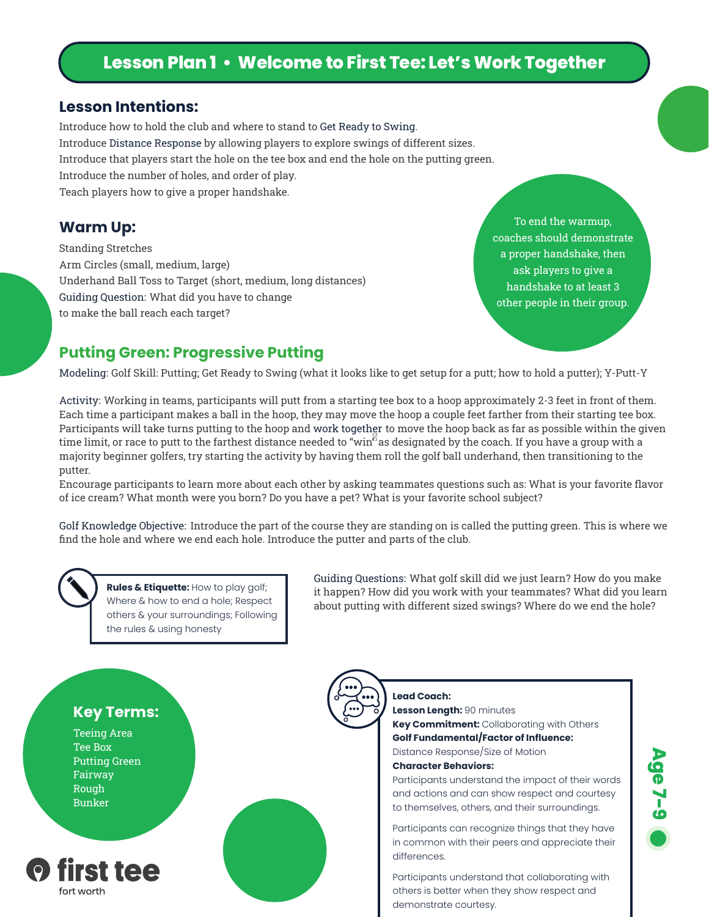# Lesson Plan 1 • Welcome to First Tee: Let's Work Together

## Lesson Intentions:

Introduce how to hold the club and where to stand to Get Ready to Swing.
Introduce Distance Response by allowing players to explore swings of different sizes.
Introduce that players start the hole on the tee box and end the hole on the putting green.
Introduce the number of holes, and order of play.
Teach players how to give a proper handshake.

## Warm Up:

Standing Stretches
Arm Circles (small, medium, large)
Underhand Ball Toss to Target (short, medium, long distances)
Guiding Question: What did you have to change to make the ball reach each target?

To end the warmup, coaches should demonstrate a proper handshake, then ask players to give a handshake to at least 3 other people in their group.

## Putting Green: Progressive Putting

Modeling: Golf Skill: Putting; Get Ready to Swing (what it looks like to get setup for a putt; how to hold a putter); Y-Putt-Y

Activity: Working in teams, participants will putt from a starting tee box to a hoop approximately 2-3 feet in front of them. Each time a participant makes a ball in the hoop, they may move the hoop a couple feet farther from their starting tee box. Participants will take turns putting to the hoop and work together to move the hoop back as far as possible within the given time limit, or race to putt to the farthest distance needed to "win" as designated by the coach. If you have a group with a majority beginner golfers, try starting the activity by having them roll the golf ball underhand, then transitioning to the putter.

Encourage participants to learn more about each other by asking teammates questions such as: What is your favorite flavor of ice cream? What month were you born? Do you have a pet? What is your favorite school subject?

Golf Knowledge Objective: Introduce the part of the course they are standing on is called the putting green. This is where we find the hole and where we end each hole. Introduce the putter and parts of the club.

**Rules & Etiquette:** How to play golf; Where & how to end a hole; Respect others & your surroundings; Following the rules & using honesty

Guiding Questions: What golf skill did we just learn? How do you make it happen? How did you work with your teammates? What did you learn about putting with different sized swings? Where do we end the hole?

## Key Terms:

Teeing Area
Tee Box
Putting Green
Fairway
Rough
Bunker

**Lead Coach:**
**Lesson Length:** 90 minutes
**Key Commitment:** Collaborating with Others
**Golf Fundamental/Factor of Influence:**
Distance Response/Size of Motion
**Character Behaviors:**
Participants understand the impact of their words and actions and can show respect and courtesy to themselves, others, and their surroundings.

Participants can recognize things that they have in common with their peers and appreciate their differences.

Participants understand that collaborating with others is better when they show respect and demonstrate courtesy.

Age 7–9

first tee
fort worth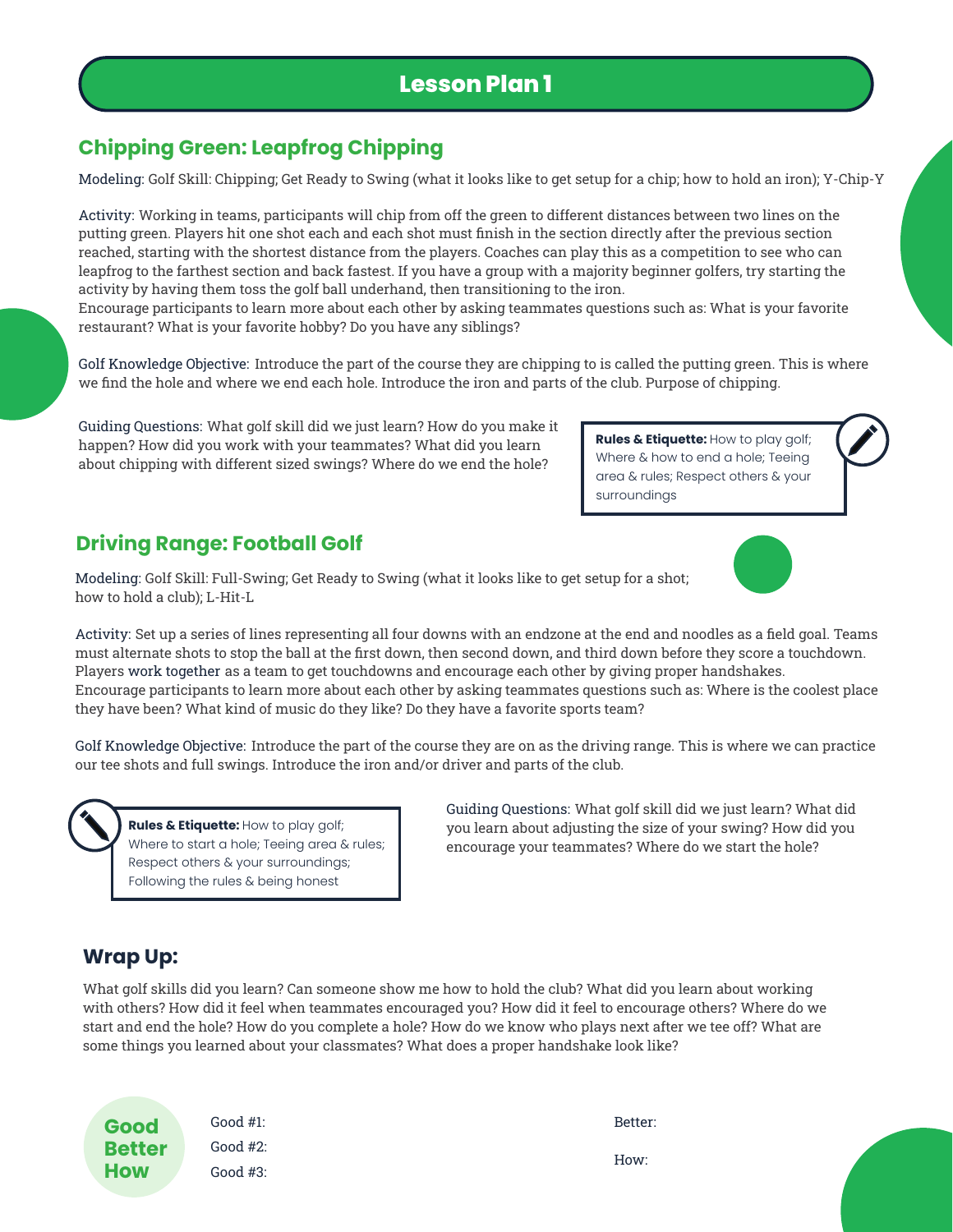# Lesson Plan 1

## Chipping Green: Leapfrog Chipping

Modeling: Golf Skill: Chipping; Get Ready to Swing (what it looks like to get setup for a chip; how to hold an iron); Y-Chip-Y

Activity: Working in teams, participants will chip from off the green to different distances between two lines on the putting green. Players hit one shot each and each shot must finish in the section directly after the previous section reached, starting with the shortest distance from the players. Coaches can play this as a competition to see who can leapfrog to the farthest section and back fastest. If you have a group with a majority beginner golfers, try starting the activity by having them toss the golf ball underhand, then transitioning to the iron.
Encourage participants to learn more about each other by asking teammates questions such as: What is your favorite restaurant? What is your favorite hobby? Do you have any siblings?

Golf Knowledge Objective: Introduce the part of the course they are chipping to is called the putting green. This is where we find the hole and where we end each hole. Introduce the iron and parts of the club. Purpose of chipping.

Guiding Questions: What golf skill did we just learn? How do you make it happen? How did you work with your teammates? What did you learn about chipping with different sized swings? Where do we end the hole?

**Rules & Etiquette:** How to play golf; Where & how to end a hole; Teeing area & rules; Respect others & your surroundings

## Driving Range: Football Golf

Modeling: Golf Skill: Full-Swing; Get Ready to Swing (what it looks like to get setup for a shot; how to hold a club); L-Hit-L

Activity: Set up a series of lines representing all four downs with an endzone at the end and noodles as a field goal. Teams must alternate shots to stop the ball at the first down, then second down, and third down before they score a touchdown. Players work together as a team to get touchdowns and encourage each other by giving proper handshakes.
Encourage participants to learn more about each other by asking teammates questions such as: Where is the coolest place they have been? What kind of music do they like? Do they have a favorite sports team?

Golf Knowledge Objective: Introduce the part of the course they are on as the driving range. This is where we can practice our tee shots and full swings. Introduce the iron and/or driver and parts of the club.

**Rules & Etiquette:** How to play golf; Where to start a hole; Teeing area & rules; Respect others & your surroundings; Following the rules & being honest

Guiding Questions: What golf skill did we just learn? What did you learn about adjusting the size of your swing? How did you encourage your teammates? Where do we start the hole?

## Wrap Up:

What golf skills did you learn? Can someone show me how to hold the club? What did you learn about working with others? How did it feel when teammates encouraged you? How did it feel to encourage others? Where do we start and end the hole? How do you complete a hole? How do we know who plays next after we tee off? What are some things you learned about your classmates? What does a proper handshake look like?

**Good Better How**

Good #1:

Good #2:

Good #3:

Better:

How: